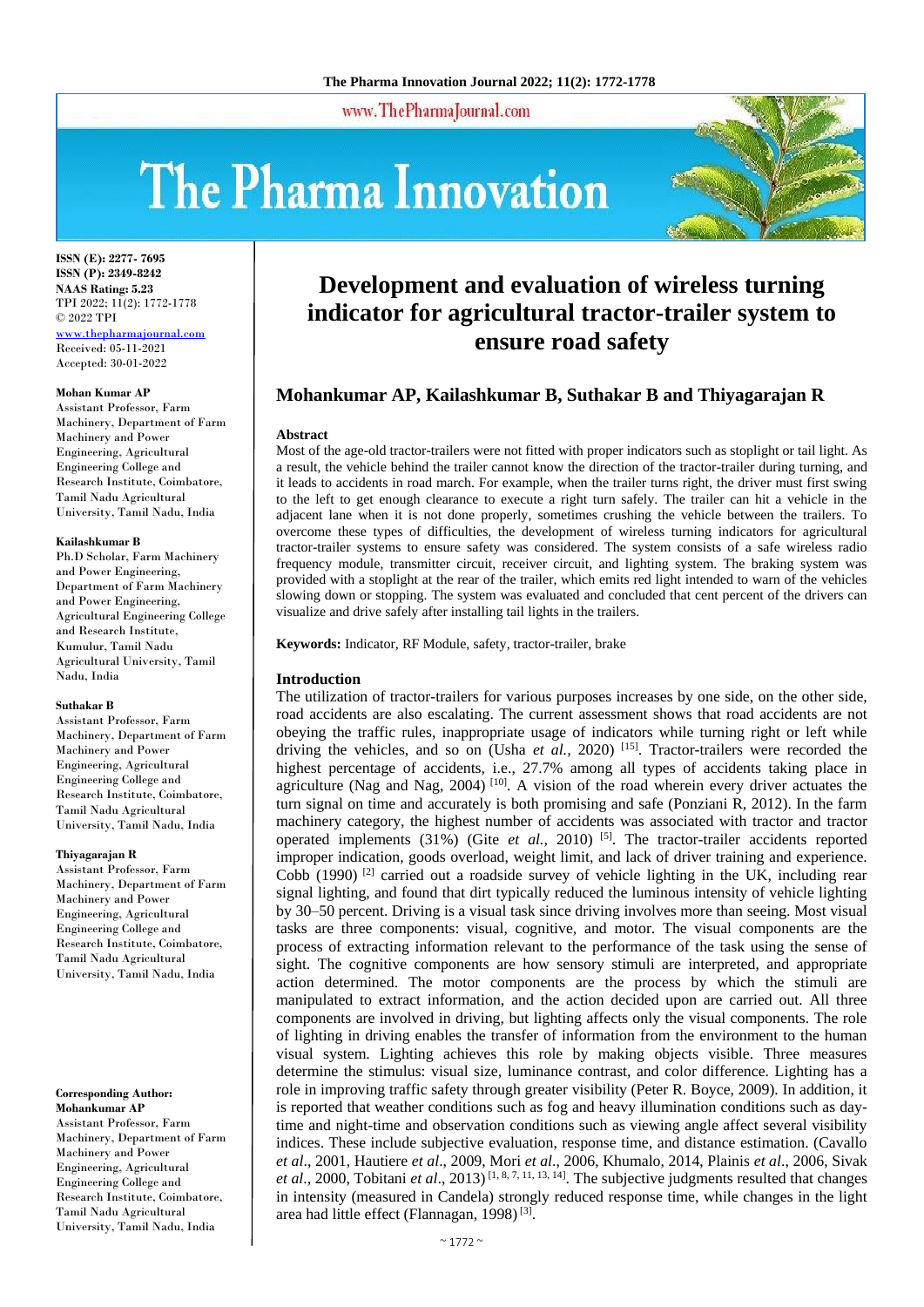# Development and evaluation of wireless turning indicator for agricultural tractor-trailer system to ensure road safety

**ISSN (E): 2277- 7695**
**ISSN (P): 2349-8242**
**NAAS Rating: 5.23**
TPI 2022; 11(2): 1772-1778
© 2022 TPI
www.thepharmajournal.com
Received: 05-11-2021
Accepted: 30-01-2022

**Mohan Kumar AP**
Assistant Professor, Farm Machinery, Department of Farm Machinery and Power Engineering, Agricultural Engineering College and Research Institute, Coimbatore, Tamil Nadu Agricultural University, Tamil Nadu, India

**Kailashkumar B**
Ph.D Scholar, Farm Machinery and Power Engineering, Department of Farm Machinery and Power Engineering, Agricultural Engineering College and Research Institute, Kumulur, Tamil Nadu Agricultural University, Tamil Nadu, India

**Suthakar B**
Assistant Professor, Farm Machinery, Department of Farm Machinery and Power Engineering, Agricultural Engineering College and Research Institute, Coimbatore, Tamil Nadu Agricultural University, Tamil Nadu, India

**Thiyagarajan R**
Assistant Professor, Farm Machinery, Department of Farm Machinery and Power Engineering, Agricultural Engineering College and Research Institute, Coimbatore, Tamil Nadu Agricultural University, Tamil Nadu, India

**Corresponding Author:**
**Mohankumar AP**
Assistant Professor, Farm Machinery, Department of Farm Machinery and Power Engineering, Agricultural Engineering College and Research Institute, Coimbatore, Tamil Nadu Agricultural University, Tamil Nadu, India

## Mohankumar AP, Kailashkumar B, Suthakar B and Thiyagarajan R

### Abstract

Most of the age-old tractor-trailers were not fitted with proper indicators such as stoplight or tail light. As a result, the vehicle behind the trailer cannot know the direction of the tractor-trailer during turning, and it leads to accidents in road march. For example, when the trailer turns right, the driver must first swing to the left to get enough clearance to execute a right turn safely. The trailer can hit a vehicle in the adjacent lane when it is not done properly, sometimes crushing the vehicle between the trailers. To overcome these types of difficulties, the development of wireless turning indicators for agricultural tractor-trailer systems to ensure safety was considered. The system consists of a safe wireless radio frequency module, transmitter circuit, receiver circuit, and lighting system. The braking system was provided with a stoplight at the rear of the trailer, which emits red light intended to warn of the vehicles slowing down or stopping. The system was evaluated and concluded that cent percent of the drivers can visualize and drive safely after installing tail lights in the trailers.

**Keywords:** Indicator, RF Module, safety, tractor-trailer, brake

### Introduction

The utilization of tractor-trailers for various purposes increases by one side, on the other side, road accidents are also escalating. The current assessment shows that road accidents are not obeying the traffic rules, inappropriate usage of indicators while turning right or left while driving the vehicles, and so on (Usha *et al.,* 2020) [15]. Tractor-trailers were recorded the highest percentage of accidents, i.e., 27.7% among all types of accidents taking place in agriculture (Nag and Nag, 2004) [10]. A vision of the road wherein every driver actuates the turn signal on time and accurately is both promising and safe (Ponziani R, 2012). In the farm machinery category, the highest number of accidents was associated with tractor and tractor operated implements (31%) (Gite *et al.,* 2010) [5]. The tractor-trailer accidents reported improper indication, goods overload, weight limit, and lack of driver training and experience. Cobb (1990) [2] carried out a roadside survey of vehicle lighting in the UK, including rear signal lighting, and found that dirt typically reduced the luminous intensity of vehicle lighting by 30–50 percent. Driving is a visual task since driving involves more than seeing. Most visual tasks are three components: visual, cognitive, and motor. The visual components are the process of extracting information relevant to the performance of the task using the sense of sight. The cognitive components are how sensory stimuli are interpreted, and appropriate action determined. The motor components are the process by which the stimuli are manipulated to extract information, and the action decided upon are carried out. All three components are involved in driving, but lighting affects only the visual components. The role of lighting in driving enables the transfer of information from the environment to the human visual system. Lighting achieves this role by making objects visible. Three measures determine the stimulus: visual size, luminance contrast, and color difference. Lighting has a role in improving traffic safety through greater visibility (Peter R. Boyce, 2009). In addition, it is reported that weather conditions such as fog and heavy illumination conditions such as day-time and night-time and observation conditions such as viewing angle affect several visibility indices. These include subjective evaluation, response time, and distance estimation. (Cavallo *et al*., 2001, Hautiere *et al*., 2009, Mori *et al*., 2006, Khumalo, 2014, Plainis *et al*., 2006, Sivak *et al*., 2000, Tobitani *et al*., 2013) [1, 8, 7, 11, 13, 14]. The subjective judgments resulted that changes in intensity (measured in Candela) strongly reduced response time, while changes in the light area had little effect (Flannagan, 1998) [3].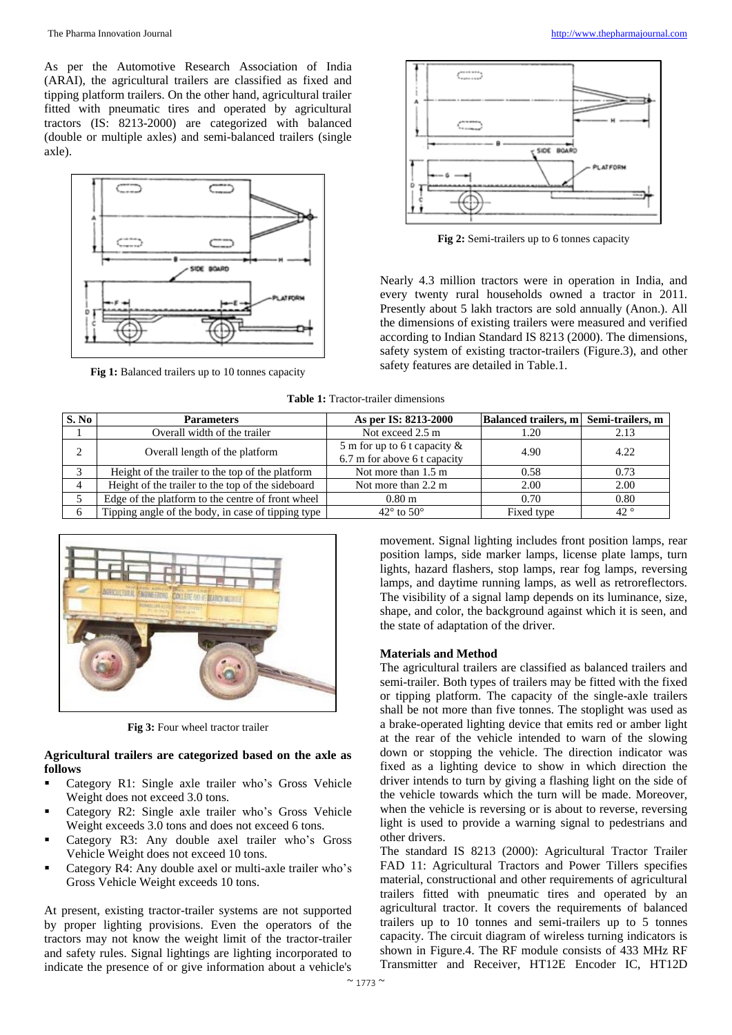As per the Automotive Research Association of India (ARAI), the agricultural trailers are classified as fixed and tipping platform trailers. On the other hand, agricultural trailer fitted with pneumatic tires and operated by agricultural tractors (IS: 8213-2000) are categorized with balanced (double or multiple axles) and semi-balanced trailers (single axle).

**Fig 1:** Balanced trailers up to 10 tonnes capacity

**Fig 2:** Semi-trailers up to 6 tonnes capacity

Nearly 4.3 million tractors were in operation in India, and every twenty rural households owned a tractor in 2011. Presently about 5 lakh tractors are sold annually (Anon.). All the dimensions of existing trailers were measured and verified according to Indian Standard IS 8213 (2000). The dimensions, safety system of existing tractor-trailers (Figure.3), and other safety features are detailed in Table.1.

**Table 1:** Tractor-trailer dimensions

| S. No | Parameters | As per IS: 8213-2000 | Balanced trailers, m | Semi-trailers, m |
|---|---|---|---|---|
| 1 | Overall width of the trailer | Not exceed 2.5 m | 1.20 | 2.13 |
| 2 | Overall length of the platform | 5 m for up to 6 t capacity & 6.7 m for above 6 t capacity | 4.90 | 4.22 |
| 3 | Height of the trailer to the top of the platform | Not more than 1.5 m | 0.58 | 0.73 |
| 4 | Height of the trailer to the top of the sideboard | Not more than 2.2 m | 2.00 | 2.00 |
| 5 | Edge of the platform to the centre of front wheel | 0.80 m | 0.70 | 0.80 |
| 6 | Tipping angle of the body, in case of tipping type | 42° to 50° | Fixed type | 42 ° |

**Fig 3:** Four wheel tractor trailer

**Agricultural trailers are categorized based on the axle as follows**

- Category R1: Single axle trailer who's Gross Vehicle Weight does not exceed 3.0 tons.
- Category R2: Single axle trailer who's Gross Vehicle Weight exceeds 3.0 tons and does not exceed 6 tons.
- Category R3: Any double axel trailer who's Gross Vehicle Weight does not exceed 10 tons.
- Category R4: Any double axel or multi-axle trailer who's Gross Vehicle Weight exceeds 10 tons.

At present, existing tractor-trailer systems are not supported by proper lighting provisions. Even the operators of the tractors may not know the weight limit of the tractor-trailer and safety rules. Signal lightings are lighting incorporated to indicate the presence of or give information about a vehicle's movement. Signal lighting includes front position lamps, rear position lamps, side marker lamps, license plate lamps, turn lights, hazard flashers, stop lamps, rear fog lamps, reversing lamps, and daytime running lamps, as well as retroreflectors. The visibility of a signal lamp depends on its luminance, size, shape, and color, the background against which it is seen, and the state of adaptation of the driver.

**Materials and Method**

The agricultural trailers are classified as balanced trailers and semi-trailer. Both types of trailers may be fitted with the fixed or tipping platform. The capacity of the single-axle trailers shall be not more than five tonnes. The stoplight was used as a brake-operated lighting device that emits red or amber light at the rear of the vehicle intended to warn of the slowing down or stopping the vehicle. The direction indicator was fixed as a lighting device to show in which direction the driver intends to turn by giving a flashing light on the side of the vehicle towards which the turn will be made. Moreover, when the vehicle is reversing or is about to reverse, reversing light is used to provide a warning signal to pedestrians and other drivers.

The standard IS 8213 (2000): Agricultural Tractor Trailer FAD 11: Agricultural Tractors and Power Tillers specifies material, constructional and other requirements of agricultural trailers fitted with pneumatic tires and operated by an agricultural tractor. It covers the requirements of balanced trailers up to 10 tonnes and semi-trailers up to 5 tonnes capacity. The circuit diagram of wireless turning indicators is shown in Figure.4. The RF module consists of 433 MHz RF Transmitter and Receiver, HT12E Encoder IC, HT12D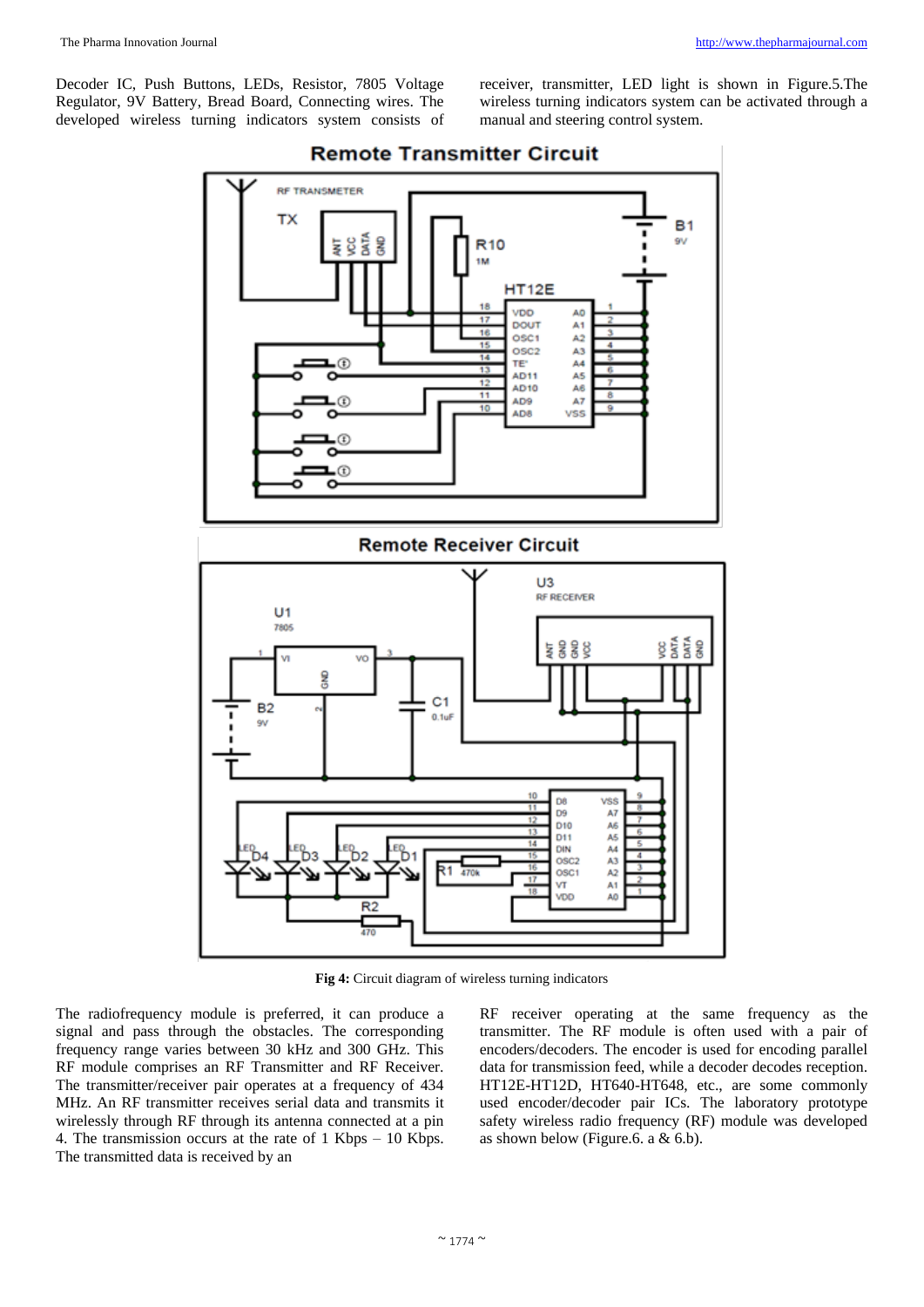Decoder IC, Push Buttons, LEDs, Resistor, 7805 Voltage Regulator, 9V Battery, Bread Board, Connecting wires. The developed wireless turning indicators system consists of receiver, transmitter, LED light is shown in Figure.5.The wireless turning indicators system can be activated through a manual and steering control system.

**Fig 4:** Circuit diagram of wireless turning indicators

The radiofrequency module is preferred, it can produce a signal and pass through the obstacles. The corresponding frequency range varies between 30 kHz and 300 GHz. This RF module comprises an RF Transmitter and RF Receiver. The transmitter/receiver pair operates at a frequency of 434 MHz. An RF transmitter receives serial data and transmits it wirelessly through RF through its antenna connected at a pin 4. The transmission occurs at the rate of 1 Kbps – 10 Kbps. The transmitted data is received by an RF receiver operating at the same frequency as the transmitter. The RF module is often used with a pair of encoders/decoders. The encoder is used for encoding parallel data for transmission feed, while a decoder decodes reception. HT12E-HT12D, HT640-HT648, etc., are some commonly used encoder/decoder pair ICs. The laboratory prototype safety wireless radio frequency (RF) module was developed as shown below (Figure.6. a & 6.b).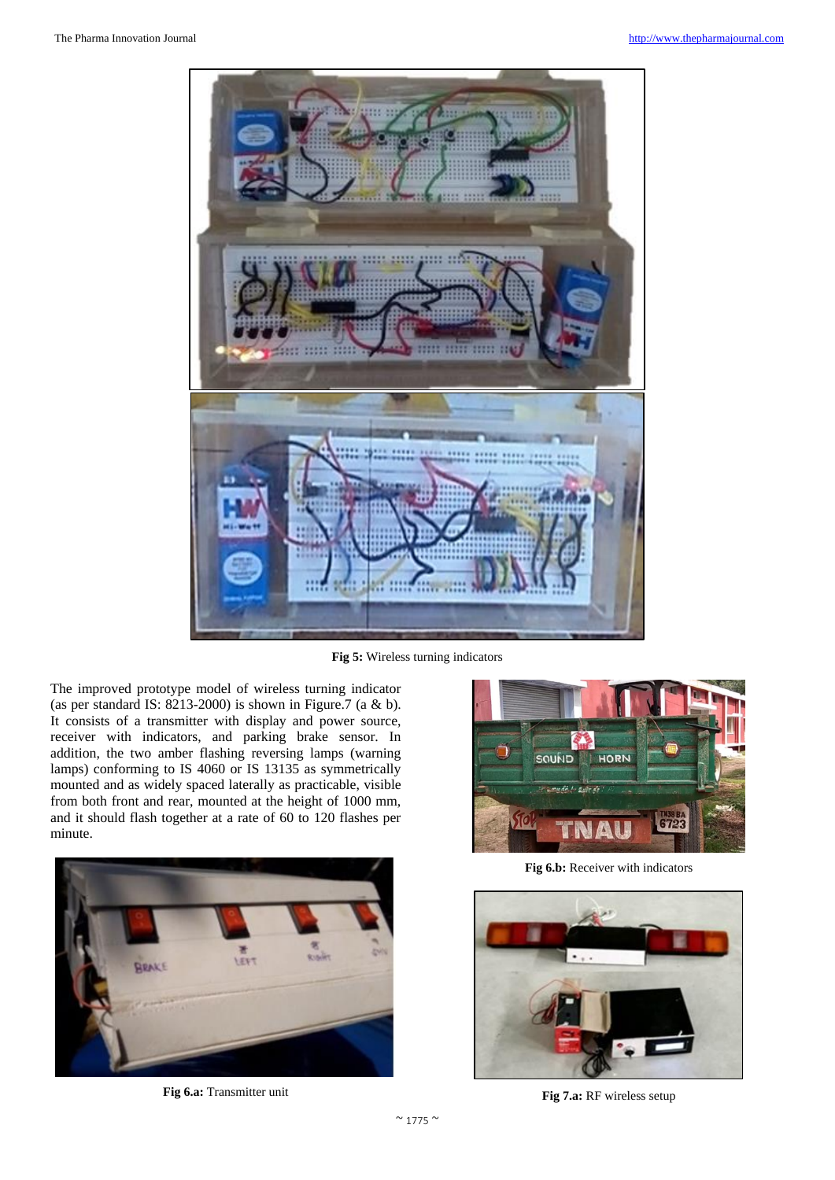Fig 5: Wireless turning indicators

The improved prototype model of wireless turning indicator (as per standard IS: 8213-2000) is shown in Figure.7 (a & b). It consists of a transmitter with display and power source, receiver with indicators, and parking brake sensor. In addition, the two amber flashing reversing lamps (warning lamps) conforming to IS 4060 or IS 13135 as symmetrically mounted and as widely spaced laterally as practicable, visible from both front and rear, mounted at the height of 1000 mm, and it should flash together at a rate of 60 to 120 flashes per minute.

Fig 6.a: Transmitter unit

Fig 6.b: Receiver with indicators

Fig 7.a: RF wireless setup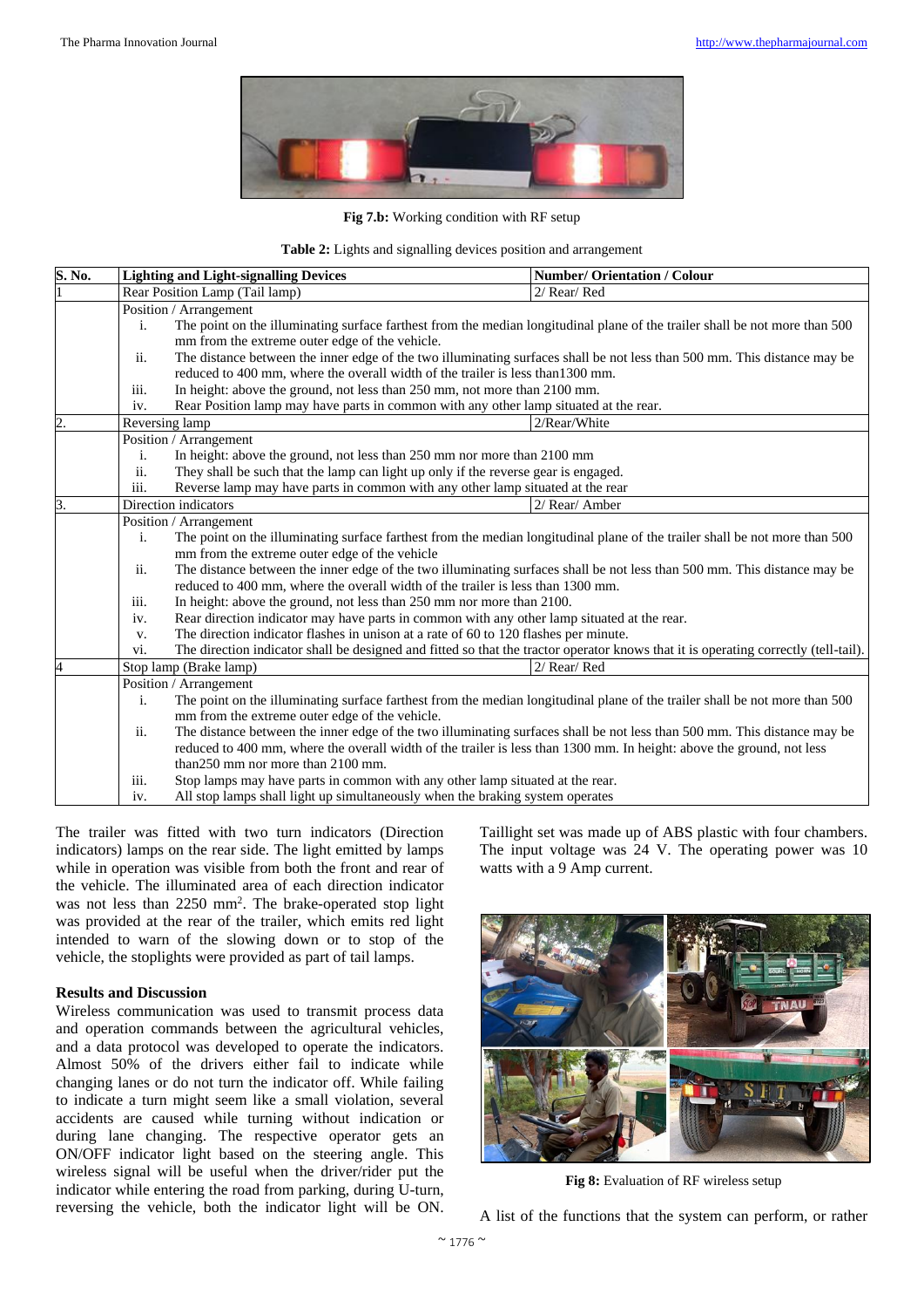**Fig 7.b:** Working condition with RF setup

**Table 2:** Lights and signalling devices position and arrangement

| S. No. | Lighting and Light-signalling Devices | Number/ Orientation / Colour |
|---|---|---|
| 1 | Rear Position Lamp (Tail lamp) | 2/ Rear/ Red |
| | Position / Arrangement<br>i. The point on the illuminating surface farthest from the median longitudinal plane of the trailer shall be not more than 500 mm from the extreme outer edge of the vehicle.<br>ii. The distance between the inner edge of the two illuminating surfaces shall be not less than 500 mm. This distance may be reduced to 400 mm, where the overall width of the trailer is less than1300 mm.<br>iii. In height: above the ground, not less than 250 mm, not more than 2100 mm.<br>iv. Rear Position lamp may have parts in common with any other lamp situated at the rear. | |
| 2. | Reversing lamp | 2/Rear/White |
| | Position / Arrangement<br>i. In height: above the ground, not less than 250 mm nor more than 2100 mm<br>ii. They shall be such that the lamp can light up only if the reverse gear is engaged.<br>iii. Reverse lamp may have parts in common with any other lamp situated at the rear | |
| 3. | Direction indicators | 2/ Rear/ Amber |
| | Position / Arrangement<br>i. The point on the illuminating surface farthest from the median longitudinal plane of the trailer shall be not more than 500 mm from the extreme outer edge of the vehicle<br>ii. The distance between the inner edge of the two illuminating surfaces shall be not less than 500 mm. This distance may be reduced to 400 mm, where the overall width of the trailer is less than 1300 mm.<br>iii. In height: above the ground, not less than 250 mm nor more than 2100.<br>iv. Rear direction indicator may have parts in common with any other lamp situated at the rear.<br>v. The direction indicator flashes in unison at a rate of 60 to 120 flashes per minute.<br>vi. The direction indicator shall be designed and fitted so that the tractor operator knows that it is operating correctly (tell-tail). | |
| 4 | Stop lamp (Brake lamp) | 2/ Rear/ Red |
| | Position / Arrangement<br>i. The point on the illuminating surface farthest from the median longitudinal plane of the trailer shall be not more than 500 mm from the extreme outer edge of the vehicle.<br>ii. The distance between the inner edge of the two illuminating surfaces shall be not less than 500 mm. This distance may be reduced to 400 mm, where the overall width of the trailer is less than 1300 mm. In height: above the ground, not less than250 mm nor more than 2100 mm.<br>iii. Stop lamps may have parts in common with any other lamp situated at the rear.<br>iv. All stop lamps shall light up simultaneously when the braking system operates | |

The trailer was fitted with two turn indicators (Direction indicators) lamps on the rear side. The light emitted by lamps while in operation was visible from both the front and rear of the vehicle. The illuminated area of each direction indicator was not less than 2250 $mm^2$. The brake-operated stop light was provided at the rear of the trailer, which emits red light intended to warn of the slowing down or to stop of the vehicle, the stoplights were provided as part of tail lamps.

## Results and Discussion

Wireless communication was used to transmit process data and operation commands between the agricultural vehicles, and a data protocol was developed to operate the indicators. Almost 50% of the drivers either fail to indicate while changing lanes or do not turn the indicator off. While failing to indicate a turn might seem like a small violation, several accidents are caused while turning without indication or during lane changing. The respective operator gets an ON/OFF indicator light based on the steering angle. This wireless signal will be useful when the driver/rider put the indicator while entering the road from parking, during U-turn, reversing the vehicle, both the indicator light will be ON.

Taillight set was made up of ABS plastic with four chambers. The input voltage was 24 V. The operating power was 10 watts with a 9 Amp current.

**Fig 8:** Evaluation of RF wireless setup

A list of the functions that the system can perform, or rather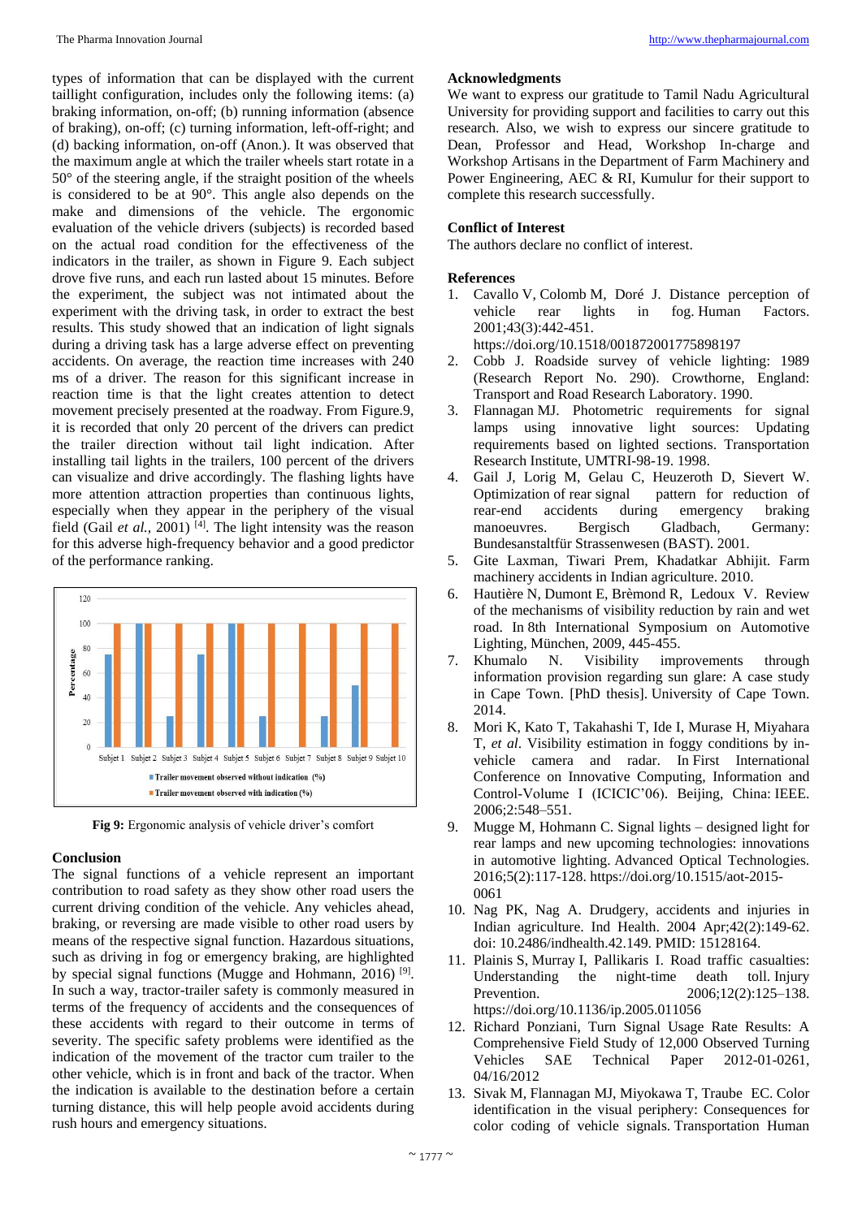types of information that can be displayed with the current taillight configuration, includes only the following items: (a) braking information, on-off; (b) running information (absence of braking), on-off; (c) turning information, left-off-right; and (d) backing information, on-off (Anon.). It was observed that the maximum angle at which the trailer wheels start rotate in a 50° of the steering angle, if the straight position of the wheels is considered to be at 90°. This angle also depends on the make and dimensions of the vehicle. The ergonomic evaluation of the vehicle drivers (subjects) is recorded based on the actual road condition for the effectiveness of the indicators in the trailer, as shown in Figure 9. Each subject drove five runs, and each run lasted about 15 minutes. Before the experiment, the subject was not intimated about the experiment with the driving task, in order to extract the best results. This study showed that an indication of light signals during a driving task has a large adverse effect on preventing accidents. On average, the reaction time increases with 240 ms of a driver. The reason for this significant increase in reaction time is that the light creates attention to detect movement precisely presented at the roadway. From Figure.9, it is recorded that only 20 percent of the drivers can predict the trailer direction without tail light indication. After installing tail lights in the trailers, 100 percent of the drivers can visualize and drive accordingly. The flashing lights have more attention attraction properties than continuous lights, especially when they appear in the periphery of the visual field (Gail *et al.,* 2001) [4]. The light intensity was the reason for this adverse high-frequency behavior and a good predictor of the performance ranking.

| Subject | Trailer movement observed without indication (%) | Trailer movement observed with indication (%) |
|---|---|---|
| Subject 1 | 75 | 100 |
| Subject 2 | 100 | 100 |
| Subject 3 | 25 | 100 |
| Subject 4 | 75 | 100 |
| Subject 5 | 100 | 100 |
| Subject 6 | 25 | 100 |
| Subject 7 | 0 | 100 |
| Subject 8 | 25 | 100 |
| Subject 9 | 50 | 100 |
| Subject 10 | 0 | 100 |

**Fig 9:** Ergonomic analysis of vehicle driver's comfort

## Conclusion

The signal functions of a vehicle represent an important contribution to road safety as they show other road users the current driving condition of the vehicle. Any vehicles ahead, braking, or reversing are made visible to other road users by means of the respective signal function. Hazardous situations, such as driving in fog or emergency braking, are highlighted by special signal functions (Mugge and Hohmann, 2016) [9]. In such a way, tractor-trailer safety is commonly measured in terms of the frequency of accidents and the consequences of these accidents with regard to their outcome in terms of severity. The specific safety problems were identified as the indication of the movement of the tractor cum trailer to the other vehicle, which is in front and back of the tractor. When the indication is available to the destination before a certain turning distance, this will help people avoid accidents during rush hours and emergency situations.

## Acknowledgments

We want to express our gratitude to Tamil Nadu Agricultural University for providing support and facilities to carry out this research. Also, we wish to express our sincere gratitude to Dean, Professor and Head, Workshop In-charge and Workshop Artisans in the Department of Farm Machinery and Power Engineering, AEC & RI, Kumulur for their support to complete this research successfully.

## Conflict of Interest

The authors declare no conflict of interest.

## References

1. Cavallo V, Colomb M, Doré J. Distance perception of vehicle rear lights in fog. Human Factors. 2001;43(3):442-451. https://doi.org/10.1518/001872001775898197
2. Cobb J. Roadside survey of vehicle lighting: 1989 (Research Report No. 290). Crowthorne, England: Transport and Road Research Laboratory. 1990.
3. Flannagan MJ. Photometric requirements for signal lamps using innovative light sources: Updating requirements based on lighted sections. Transportation Research Institute, UMTRI-98-19. 1998.
4. Gail J, Lorig M, Gelau C, Heuzeroth D, Sievert W. Optimization of rear signal pattern for reduction of rear-end accidents during emergency braking manoeuvres. Bergisch Gladbach, Germany: Bundesanstaltfür Strassenwesen (BAST). 2001.
5. Gite Laxman, Tiwari Prem, Khadatkar Abhijit. Farm machinery accidents in Indian agriculture. 2010.
6. Hautière N, Dumont E, Brèmond R, Ledoux V. Review of the mechanisms of visibility reduction by rain and wet road. In 8th International Symposium on Automotive Lighting, München, 2009, 445-455.
7. Khumalo N. Visibility improvements through information provision regarding sun glare: A case study in Cape Town. [PhD thesis]. University of Cape Town. 2014.
8. Mori K, Kato T, Takahashi T, Ide I, Murase H, Miyahara T, *et al*. Visibility estimation in foggy conditions by in-vehicle camera and radar. In First International Conference on Innovative Computing, Information and Control-Volume I (ICICIC'06). Beijing, China: IEEE. 2006;2:548–551.
9. Mugge M, Hohmann C. Signal lights – designed light for rear lamps and new upcoming technologies: innovations in automotive lighting. Advanced Optical Technologies. 2016;5(2):117-128. https://doi.org/10.1515/aot-2015-0061
10. Nag PK, Nag A. Drudgery, accidents and injuries in Indian agriculture. Ind Health. 2004 Apr;42(2):149-62. doi: 10.2486/indhealth.42.149. PMID: 15128164.
11. Plainis S, Murray I, Pallikaris I. Road traffic casualties: Understanding the night-time death toll. Injury Prevention. 2006;12(2):125–138. https://doi.org/10.1136/ip.2005.011056
12. Richard Ponziani, Turn Signal Usage Rate Results: A Comprehensive Field Study of 12,000 Observed Turning Vehicles SAE Technical Paper 2012-01-0261, 04/16/2012
13. Sivak M, Flannagan MJ, Miyokawa T, Traube EC. Color identification in the visual periphery: Consequences for color coding of vehicle signals. Transportation Human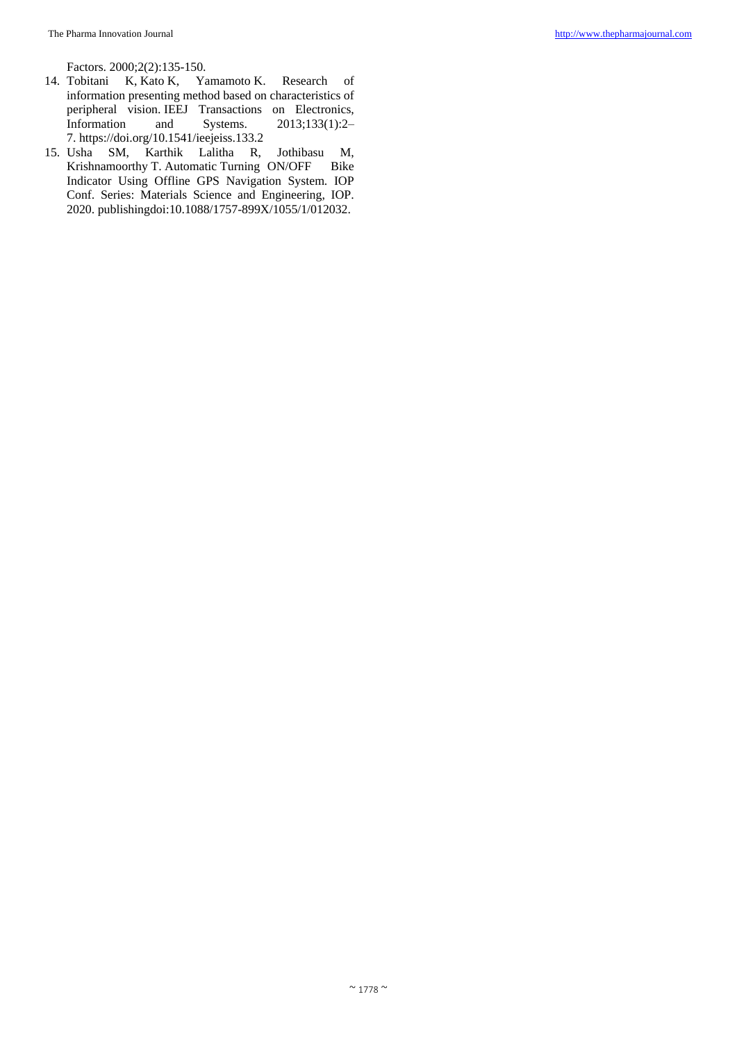Factors. 2000;2(2):135-150.

14. Tobitani K, Kato K, Yamamoto K. Research of information presenting method based on characteristics of peripheral vision. IEEJ Transactions on Electronics, Information and Systems. 2013;133(1):2–7. https://doi.org/10.1541/ieejeiss.133.2
15. Usha SM, Karthik Lalitha R, Jothibasu M, Krishnamoorthy T. Automatic Turning ON/OFF Bike Indicator Using Offline GPS Navigation System. IOP Conf. Series: Materials Science and Engineering, IOP. 2020. publishingdoi:10.1088/1757-899X/1055/1/012032.